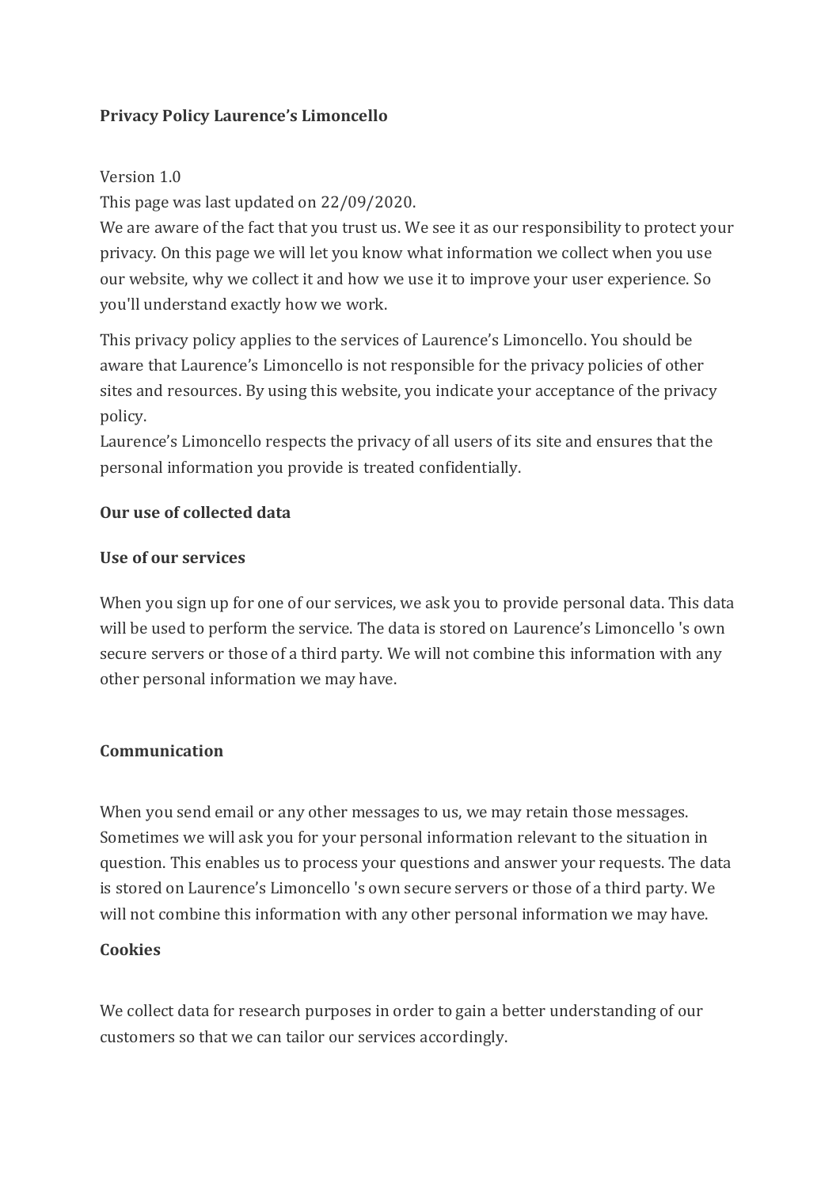**Privacy Policy Laurence's Limoncello**

Version 1.0
This page was last updated on 22/09/2020.
We are aware of the fact that you trust us. We see it as our responsibility to protect your privacy. On this page we will let you know what information we collect when you use our website, why we collect it and how we use it to improve your user experience. So you'll understand exactly how we work.

This privacy policy applies to the services of Laurence's Limoncello. You should be aware that Laurence's Limoncello is not responsible for the privacy policies of other sites and resources. By using this website, you indicate your acceptance of the privacy policy.
Laurence's Limoncello respects the privacy of all users of its site and ensures that the personal information you provide is treated confidentially.

**Our use of collected data**

**Use of our services**

When you sign up for one of our services, we ask you to provide personal data. This data will be used to perform the service. The data is stored on Laurence's Limoncello 's own secure servers or those of a third party. We will not combine this information with any other personal information we may have.

**Communication**

When you send email or any other messages to us, we may retain those messages. Sometimes we will ask you for your personal information relevant to the situation in question. This enables us to process your questions and answer your requests. The data is stored on Laurence's Limoncello 's own secure servers or those of a third party. We will not combine this information with any other personal information we may have.

**Cookies**

We collect data for research purposes in order to gain a better understanding of our customers so that we can tailor our services accordingly.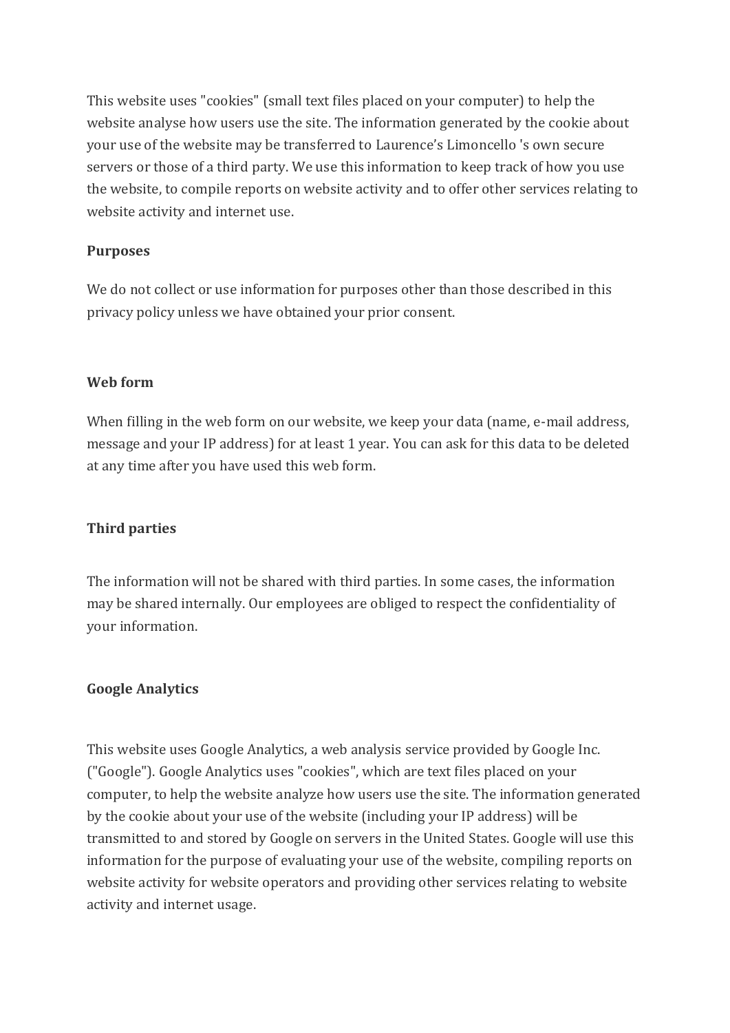This website uses "cookies" (small text files placed on your computer) to help the website analyse how users use the site. The information generated by the cookie about your use of the website may be transferred to Laurence's Limoncello 's own secure servers or those of a third party. We use this information to keep track of how you use the website, to compile reports on website activity and to offer other services relating to website activity and internet use.

**Purposes**

We do not collect or use information for purposes other than those described in this privacy policy unless we have obtained your prior consent.

**Web form**

When filling in the web form on our website, we keep your data (name, e-mail address, message and your IP address) for at least 1 year. You can ask for this data to be deleted at any time after you have used this web form.

**Third parties**

The information will not be shared with third parties. In some cases, the information may be shared internally. Our employees are obliged to respect the confidentiality of your information.

**Google Analytics**

This website uses Google Analytics, a web analysis service provided by Google Inc. ("Google"). Google Analytics uses "cookies", which are text files placed on your computer, to help the website analyze how users use the site. The information generated by the cookie about your use of the website (including your IP address) will be transmitted to and stored by Google on servers in the United States. Google will use this information for the purpose of evaluating your use of the website, compiling reports on website activity for website operators and providing other services relating to website activity and internet usage.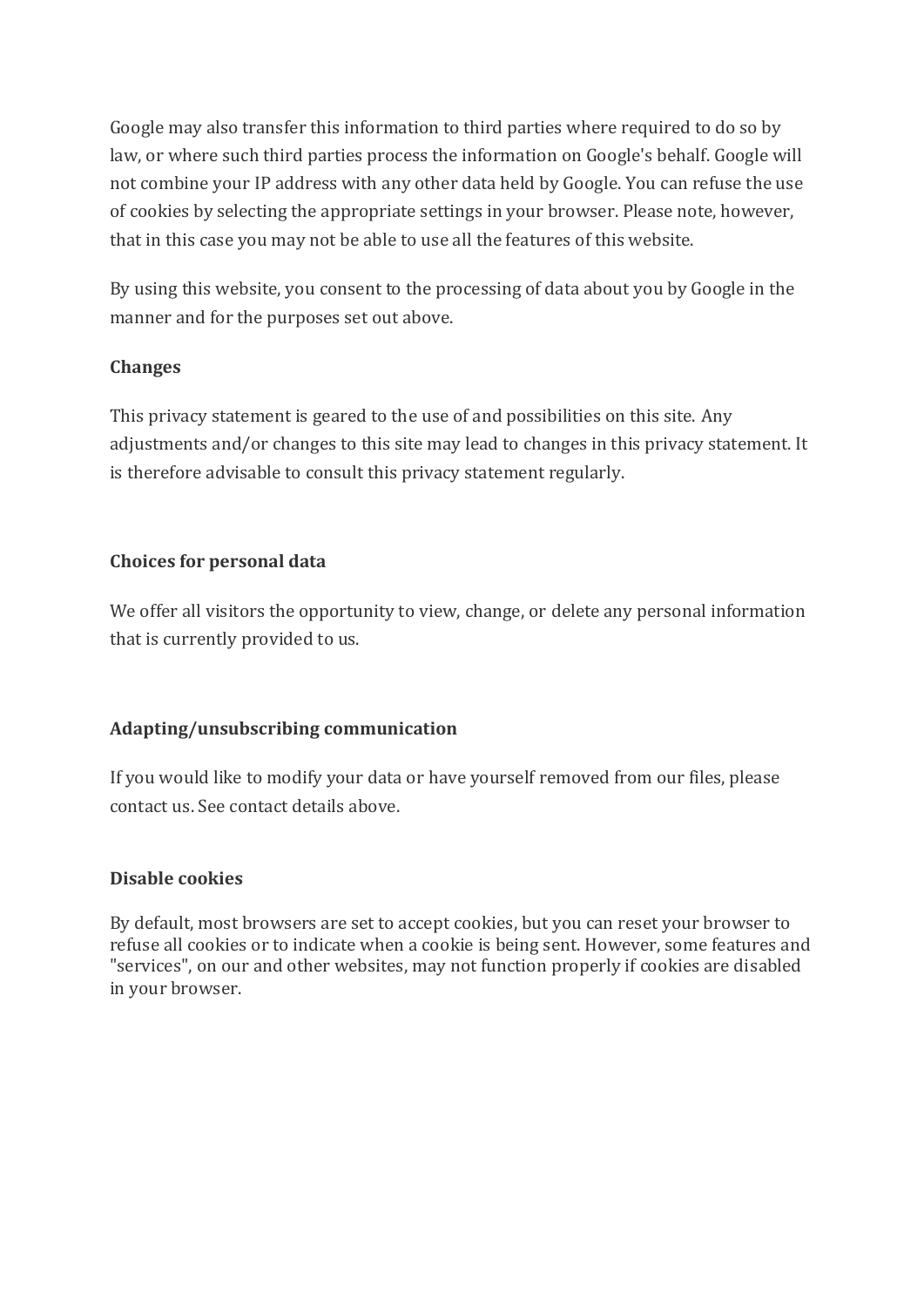Google may also transfer this information to third parties where required to do so by law, or where such third parties process the information on Google's behalf. Google will not combine your IP address with any other data held by Google. You can refuse the use of cookies by selecting the appropriate settings in your browser. Please note, however, that in this case you may not be able to use all the features of this website.

By using this website, you consent to the processing of data about you by Google in the manner and for the purposes set out above.

**Changes**

This privacy statement is geared to the use of and possibilities on this site. Any adjustments and/or changes to this site may lead to changes in this privacy statement. It is therefore advisable to consult this privacy statement regularly.

**Choices for personal data**

We offer all visitors the opportunity to view, change, or delete any personal information that is currently provided to us.

**Adapting/unsubscribing communication**

If you would like to modify your data or have yourself removed from our files, please contact us. See contact details above.

**Disable cookies**

By default, most browsers are set to accept cookies, but you can reset your browser to refuse all cookies or to indicate when a cookie is being sent. However, some features and "services", on our and other websites, may not function properly if cookies are disabled in your browser.